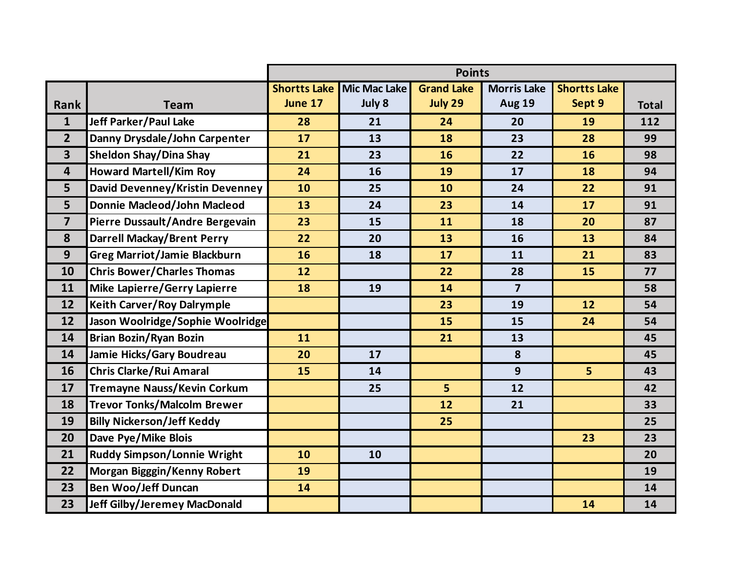| Rank | Team | Points | | | | | Total |
|---|---|---|---|---|---|---|---|
| | | Shortts Lake June 17 | Mic Mac Lake July 8 | Grand Lake July 29 | Morris Lake Aug 19 | Shortts Lake Sept 9 | |
| 1 | Jeff Parker/Paul Lake | 28 | 21 | 24 | 20 | 19 | 112 |
| 2 | Danny Drysdale/John Carpenter | 17 | 13 | 18 | 23 | 28 | 99 |
| 3 | Sheldon Shay/Dina Shay | 21 | 23 | 16 | 22 | 16 | 98 |
| 4 | Howard Martell/Kim Roy | 24 | 16 | 19 | 17 | 18 | 94 |
| 5 | David Devenney/Kristin Devenney | 10 | 25 | 10 | 24 | 22 | 91 |
| 5 | Donnie Macleod/John Macleod | 13 | 24 | 23 | 14 | 17 | 91 |
| 7 | Pierre Dussault/Andre Bergevain | 23 | 15 | 11 | 18 | 20 | 87 |
| 8 | Darrell Mackay/Brent Perry | 22 | 20 | 13 | 16 | 13 | 84 |
| 9 | Greg Marriot/Jamie Blackburn | 16 | 18 | 17 | 11 | 21 | 83 |
| 10 | Chris Bower/Charles Thomas | 12 | | 22 | 28 | 15 | 77 |
| 11 | Mike Lapierre/Gerry Lapierre | 18 | 19 | 14 | 7 | | 58 |
| 12 | Keith Carver/Roy Dalrymple | | | 23 | 19 | 12 | 54 |
| 12 | Jason Woolridge/Sophie Woolridge | | | 15 | 15 | 24 | 54 |
| 14 | Brian Bozin/Ryan Bozin | 11 | | 21 | 13 | | 45 |
| 14 | Jamie Hicks/Gary Boudreau | 20 | 17 | | 8 | | 45 |
| 16 | Chris Clarke/Rui Amaral | 15 | 14 | | 9 | 5 | 43 |
| 17 | Tremayne Nauss/Kevin Corkum | | 25 | 5 | 12 | | 42 |
| 18 | Trevor Tonks/Malcolm Brewer | | | 12 | 21 | | 33 |
| 19 | Billy Nickerson/Jeff Keddy | | | 25 | | | 25 |
| 20 | Dave Pye/Mike Blois | | | | | 23 | 23 |
| 21 | Ruddy Simpson/Lonnie Wright | 10 | 10 | | | | 20 |
| 22 | Morgan Bigggin/Kenny Robert | 19 | | | | | 19 |
| 23 | Ben Woo/Jeff Duncan | 14 | | | | | 14 |
| 23 | Jeff Gilby/Jeremey MacDonald | | | | | 14 | 14 |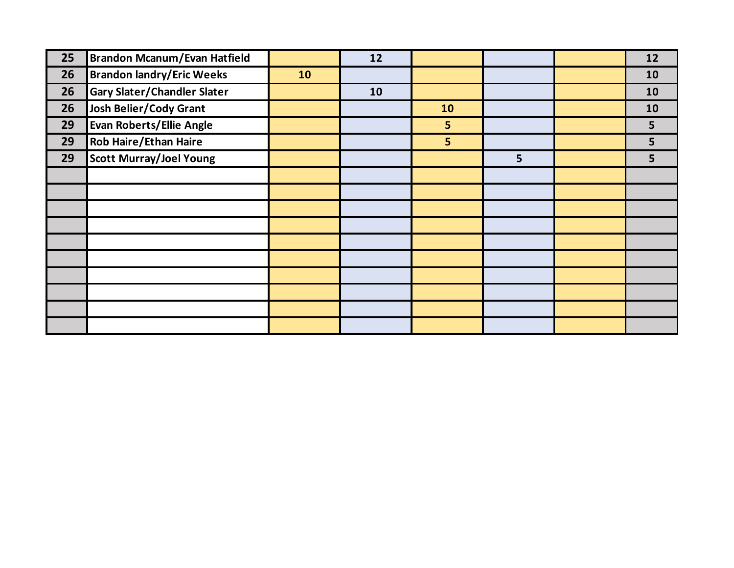| | | | | | | | |
|---|---|---|---|---|---|---|---|
| 25 | Brandon Mcanum/Evan Hatfield | | 12 | | | | 12 |
| 26 | Brandon landry/Eric Weeks | 10 | | | | | 10 |
| 26 | Gary Slater/Chandler Slater | | 10 | | | | 10 |
| 26 | Josh Belier/Cody Grant | | | 10 | | | 10 |
| 29 | Evan Roberts/Ellie Angle | | | 5 | | | 5 |
| 29 | Rob Haire/Ethan Haire | | | 5 | | | 5 |
| 29 | Scott Murray/Joel Young | | | | 5 | | 5 |
| | | | | | | | |
| | | | | | | | |
| | | | | | | | |
| | | | | | | | |
| | | | | | | | |
| | | | | | | | |
| | | | | | | | |
| | | | | | | | |
| | | | | | | | |
| | | | | | | | |